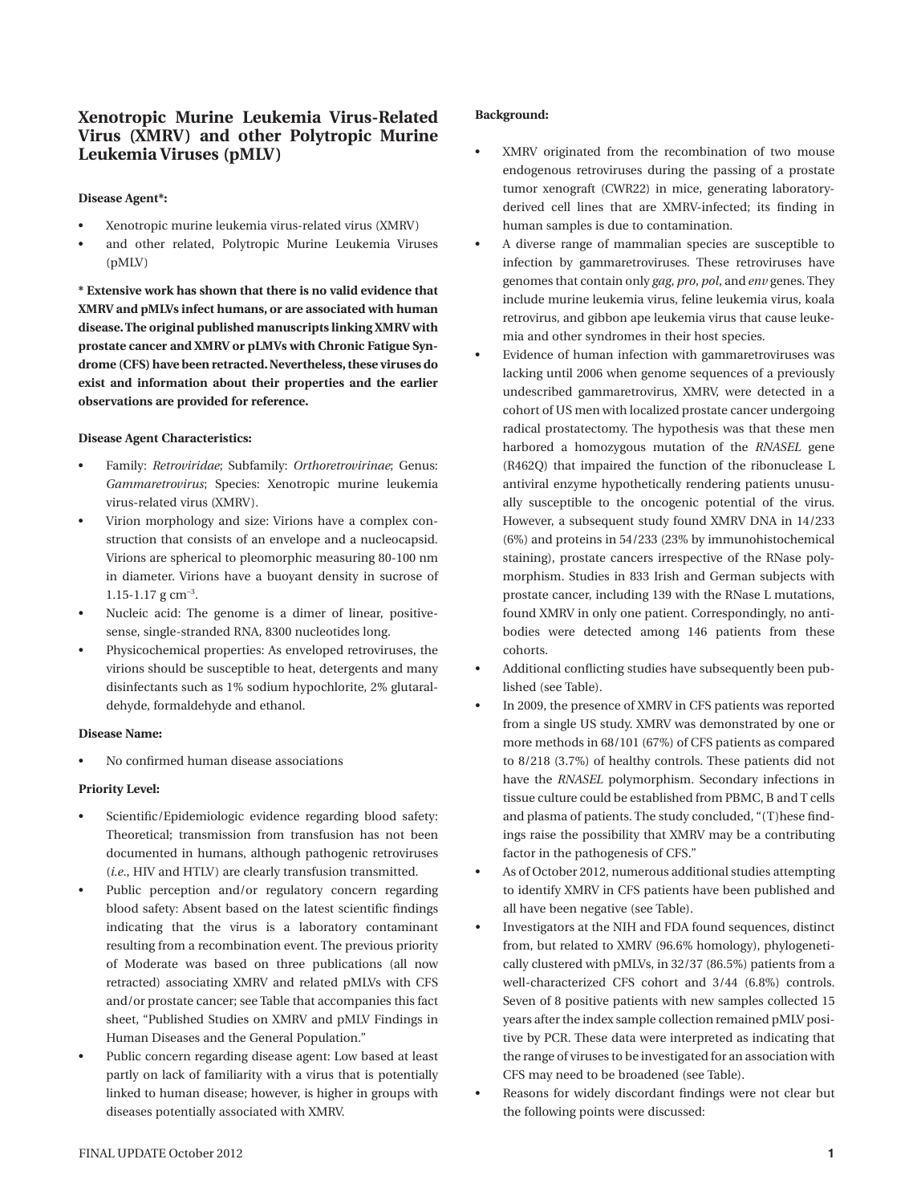# Xenotropic Murine Leukemia Virus-Related Virus (XMRV) and other Polytropic Murine Leukemia Viruses (pMLV)

**Disease Agent*:**

- Xenotropic murine leukemia virus-related virus (XMRV)
- and other related, Polytropic Murine Leukemia Viruses (pMLV)

**\* Extensive work has shown that there is no valid evidence that XMRV and pMLVs infect humans, or are associated with human disease. The original published manuscripts linking XMRV with prostate cancer and XMRV or pLMVs with Chronic Fatigue Syndrome (CFS) have been retracted. Nevertheless, these viruses do exist and information about their properties and the earlier observations are provided for reference.**

**Disease Agent Characteristics:**

- Family: *Retroviridae*; Subfamily: *Orthoretrovirinae*; Genus: *Gammaretrovirus*; Species: Xenotropic murine leukemia virus-related virus (XMRV).
- Virion morphology and size: Virions have a complex construction that consists of an envelope and a nucleocapsid. Virions are spherical to pleomorphic measuring 80-100 nm in diameter. Virions have a buoyant density in sucrose of 1.15-1.17 g $cm^{-3}$.
- Nucleic acid: The genome is a dimer of linear, positive-sense, single-stranded RNA, 8300 nucleotides long.
- Physicochemical properties: As enveloped retroviruses, the virions should be susceptible to heat, detergents and many disinfectants such as 1% sodium hypochlorite, 2% glutaraldehyde, formaldehyde and ethanol.

**Disease Name:**

- No confirmed human disease associations

**Priority Level:**

- Scientific/Epidemiologic evidence regarding blood safety: Theoretical; transmission from transfusion has not been documented in humans, although pathogenic retroviruses (*i.e.*, HIV and HTLV) are clearly transfusion transmitted.
- Public perception and/or regulatory concern regarding blood safety: Absent based on the latest scientific findings indicating that the virus is a laboratory contaminant resulting from a recombination event. The previous priority of Moderate was based on three publications (all now retracted) associating XMRV and related pMLVs with CFS and/or prostate cancer; see Table that accompanies this fact sheet, "Published Studies on XMRV and pMLV Findings in Human Diseases and the General Population."
- Public concern regarding disease agent: Low based at least partly on lack of familiarity with a virus that is potentially linked to human disease; however, is higher in groups with diseases potentially associated with XMRV.

**Background:**

- XMRV originated from the recombination of two mouse endogenous retroviruses during the passing of a prostate tumor xenograft (CWR22) in mice, generating laboratory-derived cell lines that are XMRV-infected; its finding in human samples is due to contamination.
- A diverse range of mammalian species are susceptible to infection by gammaretroviruses. These retroviruses have genomes that contain only *gag*, *pro*, *pol*, and *env* genes. They include murine leukemia virus, feline leukemia virus, koala retrovirus, and gibbon ape leukemia virus that cause leukemia and other syndromes in their host species.
- Evidence of human infection with gammaretroviruses was lacking until 2006 when genome sequences of a previously undescribed gammaretrovirus, XMRV, were detected in a cohort of US men with localized prostate cancer undergoing radical prostatectomy. The hypothesis was that these men harbored a homozygous mutation of the *RNASEL* gene (R462Q) that impaired the function of the ribonuclease L antiviral enzyme hypothetically rendering patients unusually susceptible to the oncogenic potential of the virus. However, a subsequent study found XMRV DNA in 14/233 (6%) and proteins in 54/233 (23% by immunohistochemical staining), prostate cancers irrespective of the RNase polymorphism. Studies in 833 Irish and German subjects with prostate cancer, including 139 with the RNase L mutations, found XMRV in only one patient. Correspondingly, no antibodies were detected among 146 patients from these cohorts.
- Additional conflicting studies have subsequently been published (see Table).
- In 2009, the presence of XMRV in CFS patients was reported from a single US study. XMRV was demonstrated by one or more methods in 68/101 (67%) of CFS patients as compared to 8/218 (3.7%) of healthy controls. These patients did not have the *RNASEL* polymorphism. Secondary infections in tissue culture could be established from PBMC, B and T cells and plasma of patients. The study concluded, "(T)hese findings raise the possibility that XMRV may be a contributing factor in the pathogenesis of CFS."
- As of October 2012, numerous additional studies attempting to identify XMRV in CFS patients have been published and all have been negative (see Table).
- Investigators at the NIH and FDA found sequences, distinct from, but related to XMRV (96.6% homology), phylogenetically clustered with pMLVs, in 32/37 (86.5%) patients from a well-characterized CFS cohort and 3/44 (6.8%) controls. Seven of 8 positive patients with new samples collected 15 years after the index sample collection remained pMLV positive by PCR. These data were interpreted as indicating that the range of viruses to be investigated for an association with CFS may need to be broadened (see Table).
- Reasons for widely discordant findings were not clear but the following points were discussed: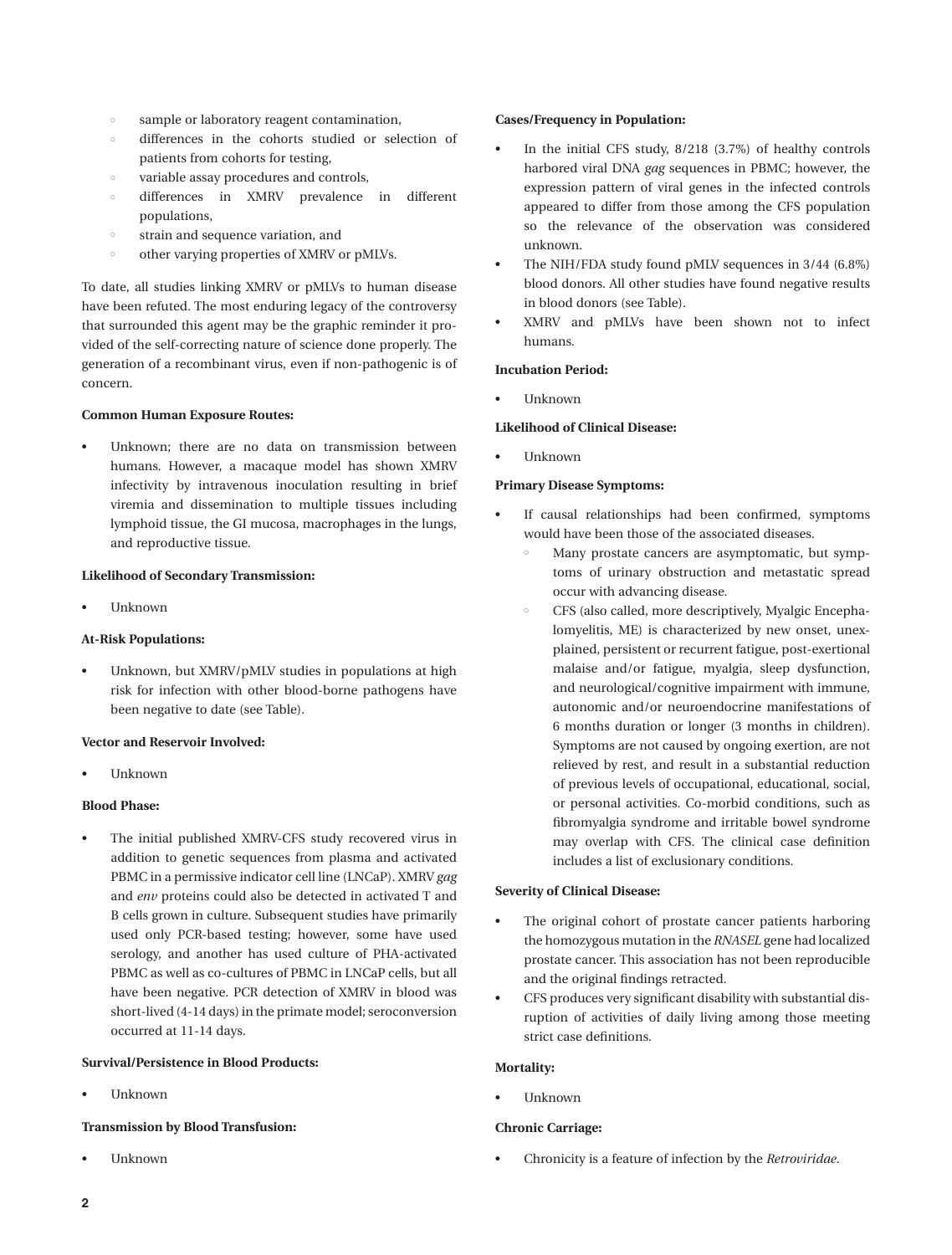- sample or laboratory reagent contamination,
- differences in the cohorts studied or selection of patients from cohorts for testing,
- variable assay procedures and controls,
- differences in XMRV prevalence in different populations,
- strain and sequence variation, and
- other varying properties of XMRV or pMLVs.

To date, all studies linking XMRV or pMLVs to human disease have been refuted. The most enduring legacy of the controversy that surrounded this agent may be the graphic reminder it provided of the self-correcting nature of science done properly. The generation of a recombinant virus, even if non-pathogenic is of concern.

**Common Human Exposure Routes:**

- Unknown; there are no data on transmission between humans. However, a macaque model has shown XMRV infectivity by intravenous inoculation resulting in brief viremia and dissemination to multiple tissues including lymphoid tissue, the GI mucosa, macrophages in the lungs, and reproductive tissue.

**Likelihood of Secondary Transmission:**

- Unknown

**At-Risk Populations:**

- Unknown, but XMRV/pMLV studies in populations at high risk for infection with other blood-borne pathogens have been negative to date (see Table).

**Vector and Reservoir Involved:**

- Unknown

**Blood Phase:**

- The initial published XMRV-CFS study recovered virus in addition to genetic sequences from plasma and activated PBMC in a permissive indicator cell line (LNCaP). XMRV *gag* and *env* proteins could also be detected in activated T and B cells grown in culture. Subsequent studies have primarily used only PCR-based testing; however, some have used serology, and another has used culture of PHA-activated PBMC as well as co-cultures of PBMC in LNCaP cells, but all have been negative. PCR detection of XMRV in blood was short-lived (4-14 days) in the primate model; seroconversion occurred at 11-14 days.

**Survival/Persistence in Blood Products:**

- Unknown

**Transmission by Blood Transfusion:**

- Unknown

**Cases/Frequency in Population:**

- In the initial CFS study, 8/218 (3.7%) of healthy controls harbored viral DNA *gag* sequences in PBMC; however, the expression pattern of viral genes in the infected controls appeared to differ from those among the CFS population so the relevance of the observation was considered unknown.
- The NIH/FDA study found pMLV sequences in 3/44 (6.8%) blood donors. All other studies have found negative results in blood donors (see Table).
- XMRV and pMLVs have been shown not to infect humans.

**Incubation Period:**

- Unknown

**Likelihood of Clinical Disease:**

- Unknown

**Primary Disease Symptoms:**

- If causal relationships had been confirmed, symptoms would have been those of the associated diseases.
  - Many prostate cancers are asymptomatic, but symptoms of urinary obstruction and metastatic spread occur with advancing disease.
  - CFS (also called, more descriptively, Myalgic Encephalomyelitis, ME) is characterized by new onset, unexplained, persistent or recurrent fatigue, post-exertional malaise and/or fatigue, myalgia, sleep dysfunction, and neurological/cognitive impairment with immune, autonomic and/or neuroendocrine manifestations of 6 months duration or longer (3 months in children). Symptoms are not caused by ongoing exertion, are not relieved by rest, and result in a substantial reduction of previous levels of occupational, educational, social, or personal activities. Co-morbid conditions, such as fibromyalgia syndrome and irritable bowel syndrome may overlap with CFS. The clinical case definition includes a list of exclusionary conditions.

**Severity of Clinical Disease:**

- The original cohort of prostate cancer patients harboring the homozygous mutation in the *RNASEL* gene had localized prostate cancer. This association has not been reproducible and the original findings retracted.
- CFS produces very significant disability with substantial disruption of activities of daily living among those meeting strict case definitions.

**Mortality:**

- Unknown

**Chronic Carriage:**

- Chronicity is a feature of infection by the *Retroviridae*.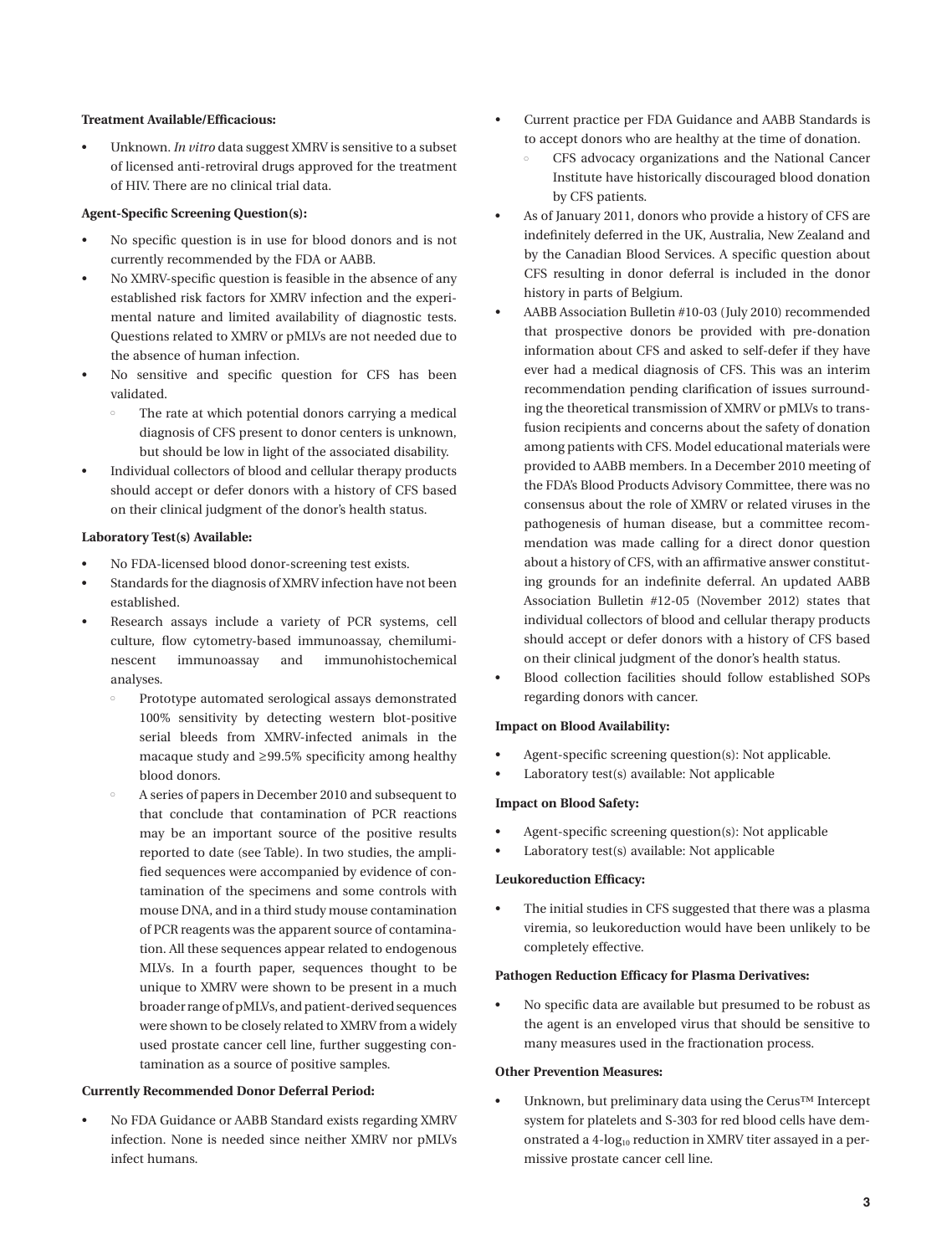**Treatment Available/Efficacious:**

- Unknown. *In vitro* data suggest XMRV is sensitive to a subset of licensed anti-retroviral drugs approved for the treatment of HIV. There are no clinical trial data.

**Agent-Specific Screening Question(s):**

- No specific question is in use for blood donors and is not currently recommended by the FDA or AABB.
- No XMRV-specific question is feasible in the absence of any established risk factors for XMRV infection and the experimental nature and limited availability of diagnostic tests. Questions related to XMRV or pMLVs are not needed due to the absence of human infection.
- No sensitive and specific question for CFS has been validated.
    - The rate at which potential donors carrying a medical diagnosis of CFS present to donor centers is unknown, but should be low in light of the associated disability.
- Individual collectors of blood and cellular therapy products should accept or defer donors with a history of CFS based on their clinical judgment of the donor's health status.

**Laboratory Test(s) Available:**

- No FDA-licensed blood donor-screening test exists.
- Standards for the diagnosis of XMRV infection have not been established.
- Research assays include a variety of PCR systems, cell culture, flow cytometry-based immunoassay, chemiluminescent immunoassay and immunohistochemical analyses.
    - Prototype automated serological assays demonstrated 100% sensitivity by detecting western blot-positive serial bleeds from XMRV-infected animals in the macaque study and ≥99.5% specificity among healthy blood donors.
    - A series of papers in December 2010 and subsequent to that conclude that contamination of PCR reactions may be an important source of the positive results reported to date (see Table). In two studies, the amplified sequences were accompanied by evidence of contamination of the specimens and some controls with mouse DNA, and in a third study mouse contamination of PCR reagents was the apparent source of contamination. All these sequences appear related to endogenous MLVs. In a fourth paper, sequences thought to be unique to XMRV were shown to be present in a much broader range of pMLVs, and patient-derived sequences were shown to be closely related to XMRV from a widely used prostate cancer cell line, further suggesting contamination as a source of positive samples.

**Currently Recommended Donor Deferral Period:**

- No FDA Guidance or AABB Standard exists regarding XMRV infection. None is needed since neither XMRV nor pMLVs infect humans.
- Current practice per FDA Guidance and AABB Standards is to accept donors who are healthy at the time of donation.
    - CFS advocacy organizations and the National Cancer Institute have historically discouraged blood donation by CFS patients.
- As of January 2011, donors who provide a history of CFS are indefinitely deferred in the UK, Australia, New Zealand and by the Canadian Blood Services. A specific question about CFS resulting in donor deferral is included in the donor history in parts of Belgium.
- AABB Association Bulletin #10-03 (July 2010) recommended that prospective donors be provided with pre-donation information about CFS and asked to self-defer if they have ever had a medical diagnosis of CFS. This was an interim recommendation pending clarification of issues surrounding the theoretical transmission of XMRV or pMLVs to transfusion recipients and concerns about the safety of donation among patients with CFS. Model educational materials were provided to AABB members. In a December 2010 meeting of the FDA's Blood Products Advisory Committee, there was no consensus about the role of XMRV or related viruses in the pathogenesis of human disease, but a committee recommendation was made calling for a direct donor question about a history of CFS, with an affirmative answer constituting grounds for an indefinite deferral. An updated AABB Association Bulletin #12-05 (November 2012) states that individual collectors of blood and cellular therapy products should accept or defer donors with a history of CFS based on their clinical judgment of the donor's health status.
- Blood collection facilities should follow established SOPs regarding donors with cancer.

**Impact on Blood Availability:**

- Agent-specific screening question(s): Not applicable.
- Laboratory test(s) available: Not applicable

**Impact on Blood Safety:**

- Agent-specific screening question(s): Not applicable
- Laboratory test(s) available: Not applicable

**Leukoreduction Efficacy:**

- The initial studies in CFS suggested that there was a plasma viremia, so leukoreduction would have been unlikely to be completely effective.

**Pathogen Reduction Efficacy for Plasma Derivatives:**

- No specific data are available but presumed to be robust as the agent is an enveloped virus that should be sensitive to many measures used in the fractionation process.

**Other Prevention Measures:**

- Unknown, but preliminary data using the Cerus™ Intercept system for platelets and S-303 for red blood cells have demonstrated a 4-$\log_{10}$ reduction in XMRV titer assayed in a permissive prostate cancer cell line.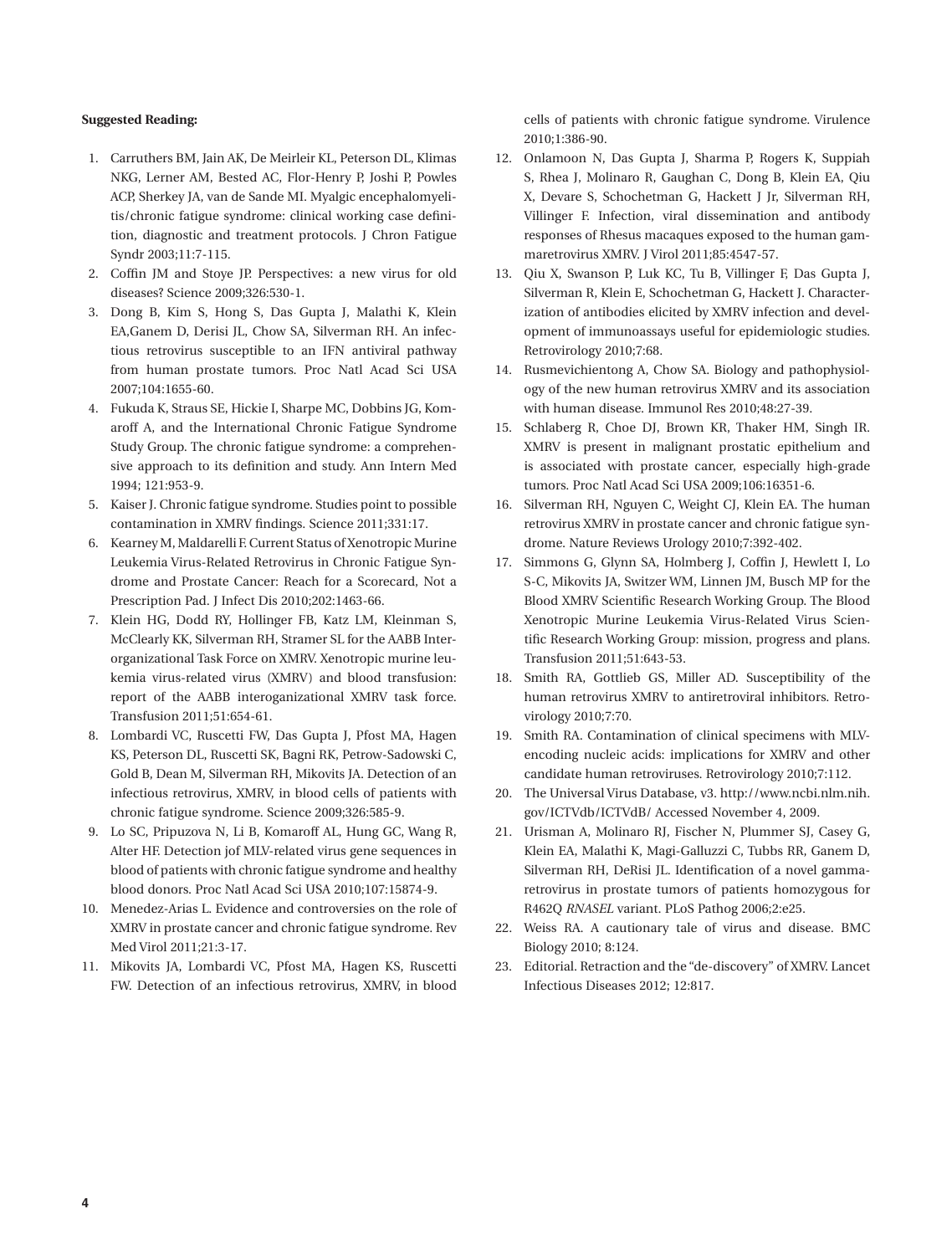**Suggested Reading:**

1. Carruthers BM, Jain AK, De Meirleir KL, Peterson DL, Klimas NKG, Lerner AM, Bested AC, Flor-Henry P, Joshi P, Powles ACP, Sherkey JA, van de Sande MI. Myalgic encephalomyelitis/chronic fatigue syndrome: clinical working case definition, diagnostic and treatment protocols. J Chron Fatigue Syndr 2003;11:7-115.
2. Coffin JM and Stoye JP. Perspectives: a new virus for old diseases? Science 2009;326:530-1.
3. Dong B, Kim S, Hong S, Das Gupta J, Malathi K, Klein EA,Ganem D, Derisi JL, Chow SA, Silverman RH. An infectious retrovirus susceptible to an IFN antiviral pathway from human prostate tumors. Proc Natl Acad Sci USA 2007;104:1655-60.
4. Fukuda K, Straus SE, Hickie I, Sharpe MC, Dobbins JG, Komaroff A, and the International Chronic Fatigue Syndrome Study Group. The chronic fatigue syndrome: a comprehensive approach to its definition and study. Ann Intern Med 1994; 121:953-9.
5. Kaiser J. Chronic fatigue syndrome. Studies point to possible contamination in XMRV findings. Science 2011;331:17.
6. Kearney M, Maldarelli F. Current Status of Xenotropic Murine Leukemia Virus-Related Retrovirus in Chronic Fatigue Syndrome and Prostate Cancer: Reach for a Scorecard, Not a Prescription Pad. J Infect Dis 2010;202:1463-66.
7. Klein HG, Dodd RY, Hollinger FB, Katz LM, Kleinman S, McClearly KK, Silverman RH, Stramer SL for the AABB Interorganizational Task Force on XMRV. Xenotropic murine leukemia virus-related virus (XMRV) and blood transfusion: report of the AABB interoganizational XMRV task force. Transfusion 2011;51:654-61.
8. Lombardi VC, Ruscetti FW, Das Gupta J, Pfost MA, Hagen KS, Peterson DL, Ruscetti SK, Bagni RK, Petrow-Sadowski C, Gold B, Dean M, Silverman RH, Mikovits JA. Detection of an infectious retrovirus, XMRV, in blood cells of patients with chronic fatigue syndrome. Science 2009;326:585-9.
9. Lo SC, Pripuzova N, Li B, Komaroff AL, Hung GC, Wang R, Alter HF. Detection jof MLV-related virus gene sequences in blood of patients with chronic fatigue syndrome and healthy blood donors. Proc Natl Acad Sci USA 2010;107:15874-9.
10. Menedez-Arias L. Evidence and controversies on the role of XMRV in prostate cancer and chronic fatigue syndrome. Rev Med Virol 2011;21:3-17.
11. Mikovits JA, Lombardi VC, Pfost MA, Hagen KS, Ruscetti FW. Detection of an infectious retrovirus, XMRV, in blood cells of patients with chronic fatigue syndrome. Virulence 2010;1:386-90.
12. Onlamoon N, Das Gupta J, Sharma P, Rogers K, Suppiah S, Rhea J, Molinaro R, Gaughan C, Dong B, Klein EA, Qiu X, Devare S, Schochetman G, Hackett J Jr, Silverman RH, Villinger F. Infection, viral dissemination and antibody responses of Rhesus macaques exposed to the human gammaretrovirus XMRV. J Virol 2011;85:4547-57.
13. Qiu X, Swanson P, Luk KC, Tu B, Villinger F, Das Gupta J, Silverman R, Klein E, Schochetman G, Hackett J. Characterization of antibodies elicited by XMRV infection and development of immunoassays useful for epidemiologic studies. Retrovirology 2010;7:68.
14. Rusmevichientong A, Chow SA. Biology and pathophysiology of the new human retrovirus XMRV and its association with human disease. Immunol Res 2010;48:27-39.
15. Schlaberg R, Choe DJ, Brown KR, Thaker HM, Singh IR. XMRV is present in malignant prostatic epithelium and is associated with prostate cancer, especially high-grade tumors. Proc Natl Acad Sci USA 2009;106:16351-6.
16. Silverman RH, Nguyen C, Weight CJ, Klein EA. The human retrovirus XMRV in prostate cancer and chronic fatigue syndrome. Nature Reviews Urology 2010;7:392-402.
17. Simmons G, Glynn SA, Holmberg J, Coffin J, Hewlett I, Lo S-C, Mikovits JA, Switzer WM, Linnen JM, Busch MP for the Blood XMRV Scientific Research Working Group. The Blood Xenotropic Murine Leukemia Virus-Related Virus Scientific Research Working Group: mission, progress and plans. Transfusion 2011;51:643-53.
18. Smith RA, Gottlieb GS, Miller AD. Susceptibility of the human retrovirus XMRV to antiretroviral inhibitors. Retrovirology 2010;7:70.
19. Smith RA. Contamination of clinical specimens with MLV-encoding nucleic acids: implications for XMRV and other candidate human retroviruses. Retrovirology 2010;7:112.
20. The Universal Virus Database, v3. http://www.ncbi.nlm.nih.gov/ICTVdb/ICTVdB/ Accessed November 4, 2009.
21. Urisman A, Molinaro RJ, Fischer N, Plummer SJ, Casey G, Klein EA, Malathi K, Magi-Galluzzi C, Tubbs RR, Ganem D, Silverman RH, DeRisi JL. Identification of a novel gammaretrovirus in prostate tumors of patients homozygous for R462Q *RNASEL* variant. PLoS Pathog 2006;2:e25.
22. Weiss RA. A cautionary tale of virus and disease. BMC Biology 2010; 8:124.
23. Editorial. Retraction and the "de-discovery" of XMRV. Lancet Infectious Diseases 2012; 12:817.